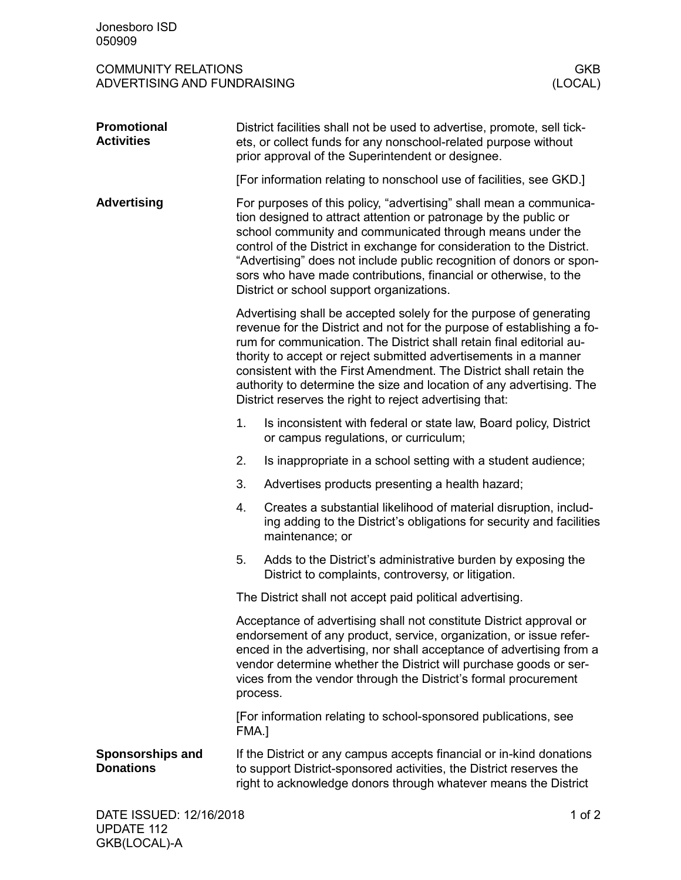Jonesboro ISD
050909

COMMUNITY RELATIONS
ADVERTISING AND FUNDRAISING

GKB
(LOCAL)

## Promotional Activities

District facilities shall not be used to advertise, promote, sell tickets, or collect funds for any nonschool-related purpose without prior approval of the Superintendent or designee.

[For information relating to nonschool use of facilities, see GKD.]

## Advertising

For purposes of this policy, "advertising" shall mean a communication designed to attract attention or patronage by the public or school community and communicated through means under the control of the District in exchange for consideration to the District. "Advertising" does not include public recognition of donors or sponsors who have made contributions, financial or otherwise, to the District or school support organizations.

Advertising shall be accepted solely for the purpose of generating revenue for the District and not for the purpose of establishing a forum for communication. The District shall retain final editorial authority to accept or reject submitted advertisements in a manner consistent with the First Amendment. The District shall retain the authority to determine the size and location of any advertising. The District reserves the right to reject advertising that:

1. Is inconsistent with federal or state law, Board policy, District or campus regulations, or curriculum;
2. Is inappropriate in a school setting with a student audience;
3. Advertises products presenting a health hazard;
4. Creates a substantial likelihood of material disruption, including adding to the District's obligations for security and facilities maintenance; or
5. Adds to the District's administrative burden by exposing the District to complaints, controversy, or litigation.

The District shall not accept paid political advertising.

Acceptance of advertising shall not constitute District approval or endorsement of any product, service, organization, or issue referenced in the advertising, nor shall acceptance of advertising from a vendor determine whether the District will purchase goods or services from the vendor through the District's formal procurement process.

[For information relating to school-sponsored publications, see FMA.]

## Sponsorships and Donations

If the District or any campus accepts financial or in-kind donations to support District-sponsored activities, the District reserves the right to acknowledge donors through whatever means the District

DATE ISSUED: 12/16/2018
UPDATE 112
GKB(LOCAL)-A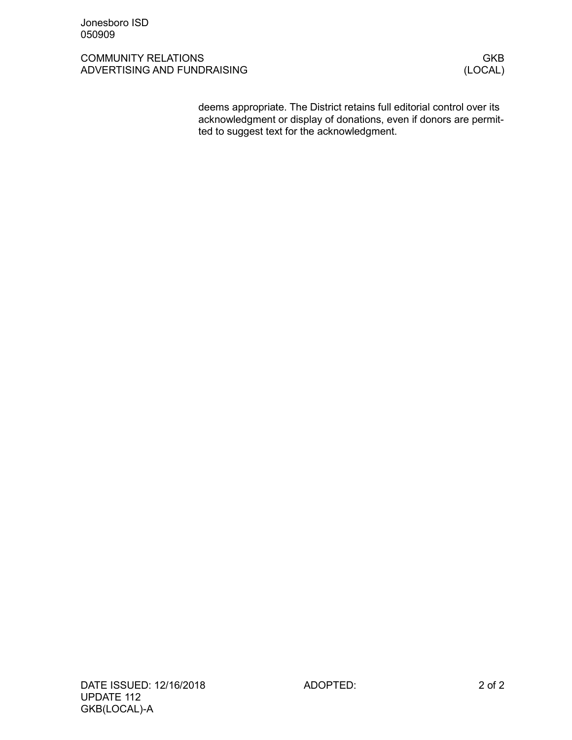deems appropriate. The District retains full editorial control over its acknowledgment or display of donations, even if donors are permitted to suggest text for the acknowledgment.